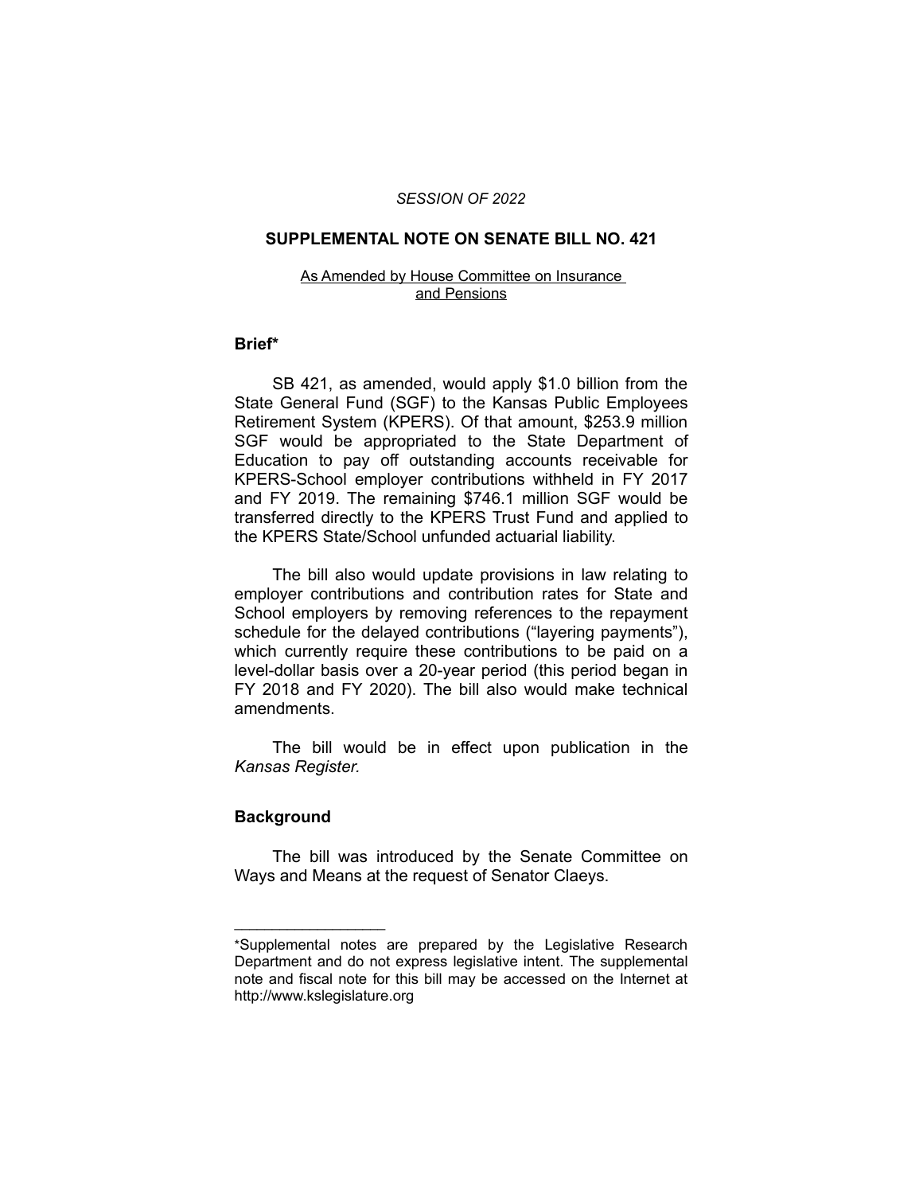*SESSION OF 2022*

# SUPPLEMENTAL NOTE ON SENATE BILL NO. 421

As Amended by House Committee on Insurance and Pensions

## Brief*

SB 421, as amended, would apply $1.0 billion from the State General Fund (SGF) to the Kansas Public Employees Retirement System (KPERS). Of that amount, $253.9 million SGF would be appropriated to the State Department of Education to pay off outstanding accounts receivable for KPERS-School employer contributions withheld in FY 2017 and FY 2019. The remaining $746.1 million SGF would be transferred directly to the KPERS Trust Fund and applied to the KPERS State/School unfunded actuarial liability.

The bill also would update provisions in law relating to employer contributions and contribution rates for State and School employers by removing references to the repayment schedule for the delayed contributions ("layering payments"), which currently require these contributions to be paid on a level-dollar basis over a 20-year period (this period began in FY 2018 and FY 2020). The bill also would make technical amendments.

The bill would be in effect upon publication in the *Kansas Register.*

## Background

The bill was introduced by the Senate Committee on Ways and Means at the request of Senator Claeys.

---

*Supplemental notes are prepared by the Legislative Research Department and do not express legislative intent. The supplemental note and fiscal note for this bill may be accessed on the Internet at http://www.kslegislature.org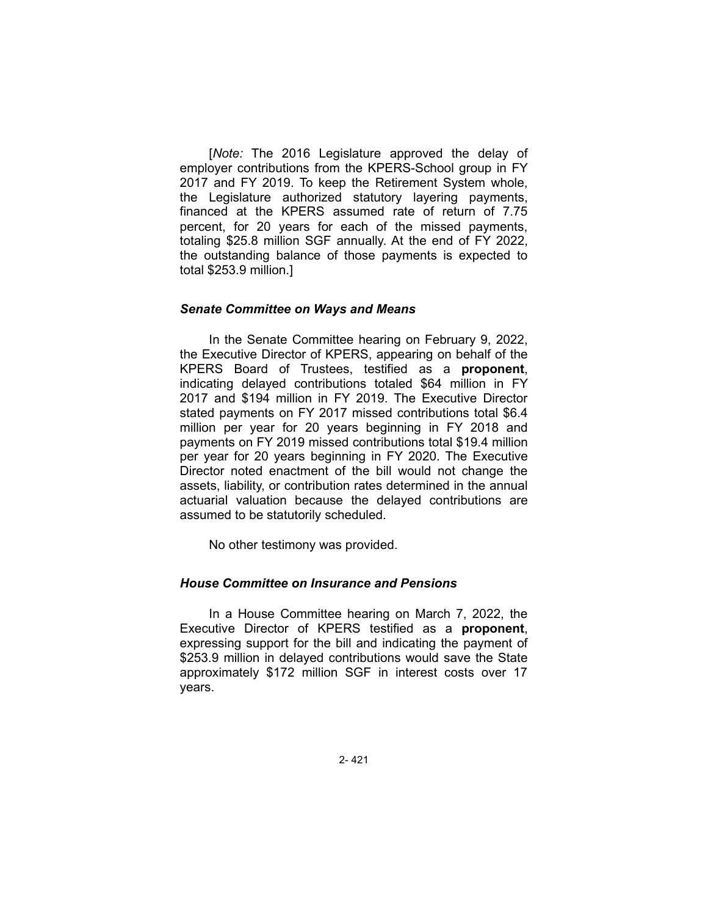[*Note:* The 2016 Legislature approved the delay of employer contributions from the KPERS-School group in FY 2017 and FY 2019. To keep the Retirement System whole, the Legislature authorized statutory layering payments, financed at the KPERS assumed rate of return of 7.75 percent, for 20 years for each of the missed payments, totaling $25.8 million SGF annually. At the end of FY 2022, the outstanding balance of those payments is expected to total $253.9 million.]

### *Senate Committee on Ways and Means*

In the Senate Committee hearing on February 9, 2022, the Executive Director of KPERS, appearing on behalf of the KPERS Board of Trustees, testified as a **proponent**, indicating delayed contributions totaled $64 million in FY 2017 and $194 million in FY 2019. The Executive Director stated payments on FY 2017 missed contributions total $6.4 million per year for 20 years beginning in FY 2018 and payments on FY 2019 missed contributions total $19.4 million per year for 20 years beginning in FY 2020. The Executive Director noted enactment of the bill would not change the assets, liability, or contribution rates determined in the annual actuarial valuation because the delayed contributions are assumed to be statutorily scheduled.

No other testimony was provided.

### *House Committee on Insurance and Pensions*

In a House Committee hearing on March 7, 2022, the Executive Director of KPERS testified as a **proponent**, expressing support for the bill and indicating the payment of $253.9 million in delayed contributions would save the State approximately $172 million SGF in interest costs over 17 years.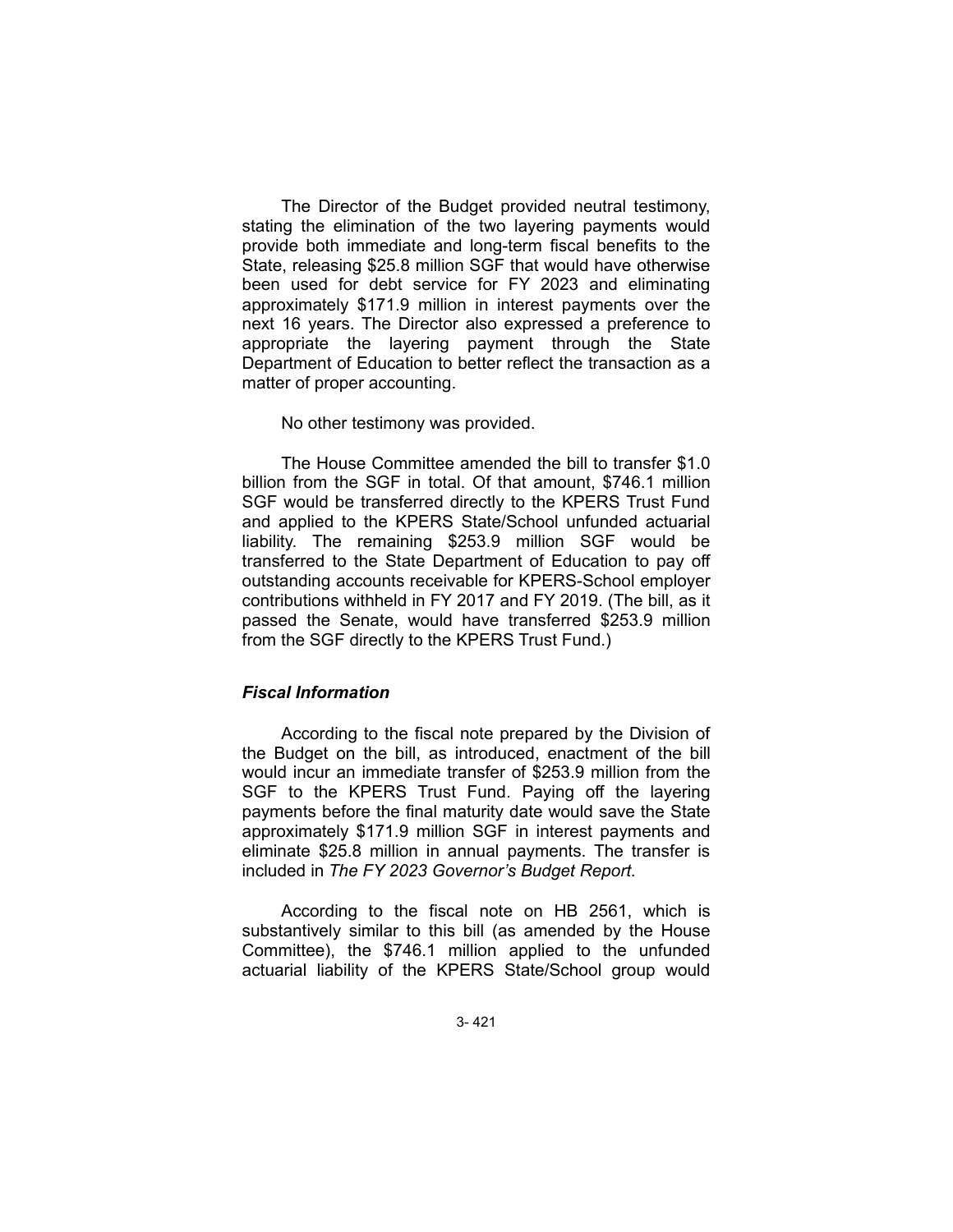The Director of the Budget provided neutral testimony, stating the elimination of the two layering payments would provide both immediate and long-term fiscal benefits to the State, releasing $25.8 million SGF that would have otherwise been used for debt service for FY 2023 and eliminating approximately $171.9 million in interest payments over the next 16 years. The Director also expressed a preference to appropriate the layering payment through the State Department of Education to better reflect the transaction as a matter of proper accounting.

No other testimony was provided.

The House Committee amended the bill to transfer $1.0 billion from the SGF in total. Of that amount, $746.1 million SGF would be transferred directly to the KPERS Trust Fund and applied to the KPERS State/School unfunded actuarial liability. The remaining $253.9 million SGF would be transferred to the State Department of Education to pay off outstanding accounts receivable for KPERS-School employer contributions withheld in FY 2017 and FY 2019. (The bill, as it passed the Senate, would have transferred $253.9 million from the SGF directly to the KPERS Trust Fund.)

### *Fiscal Information*

According to the fiscal note prepared by the Division of the Budget on the bill, as introduced, enactment of the bill would incur an immediate transfer of $253.9 million from the SGF to the KPERS Trust Fund. Paying off the layering payments before the final maturity date would save the State approximately $171.9 million SGF in interest payments and eliminate $25.8 million in annual payments. The transfer is included in *The FY 2023 Governor's Budget Report*.

According to the fiscal note on HB 2561, which is substantively similar to this bill (as amended by the House Committee), the $746.1 million applied to the unfunded actuarial liability of the KPERS State/School group would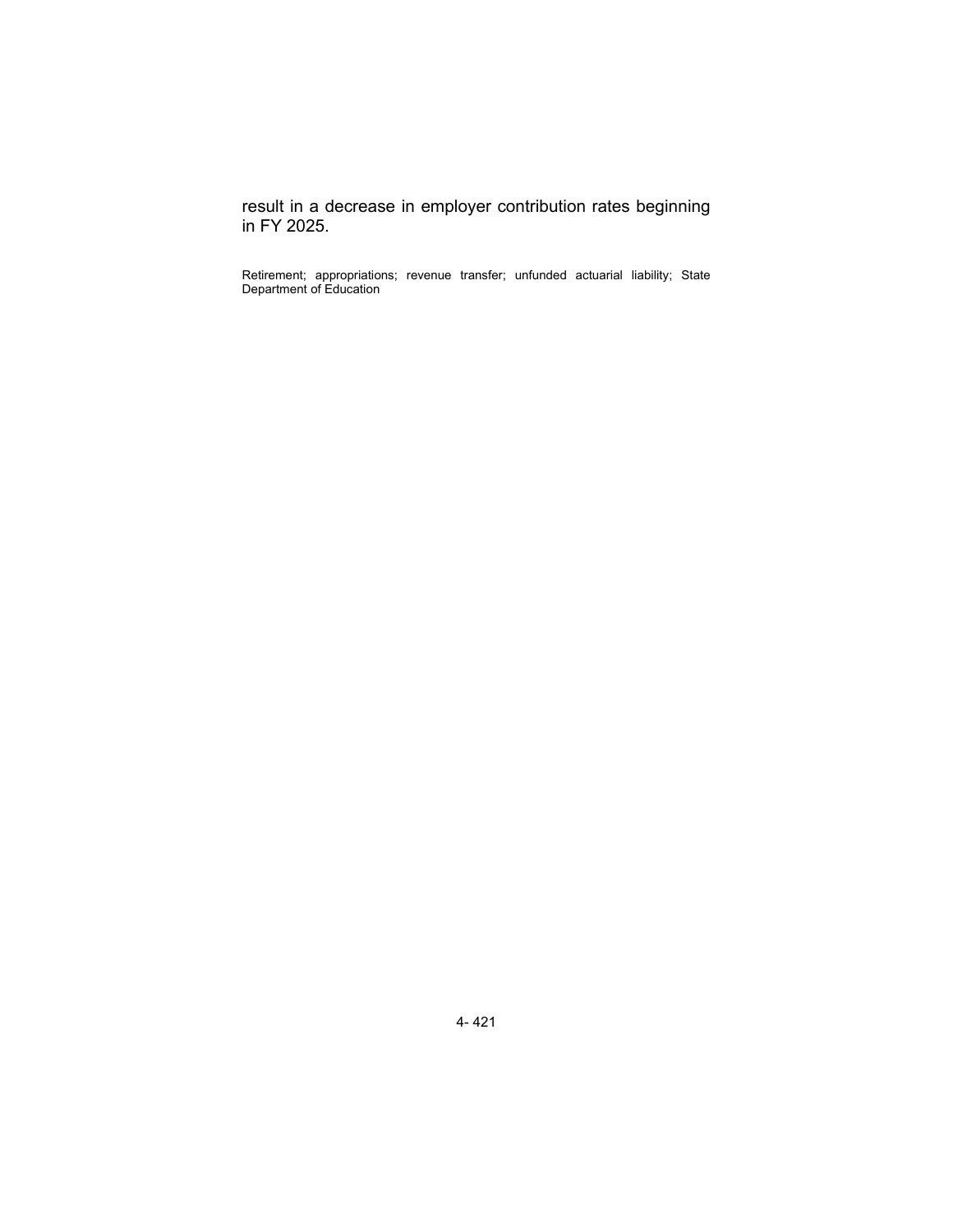result in a decrease in employer contribution rates beginning in FY 2025.

Retirement; appropriations; revenue transfer; unfunded actuarial liability; State Department of Education